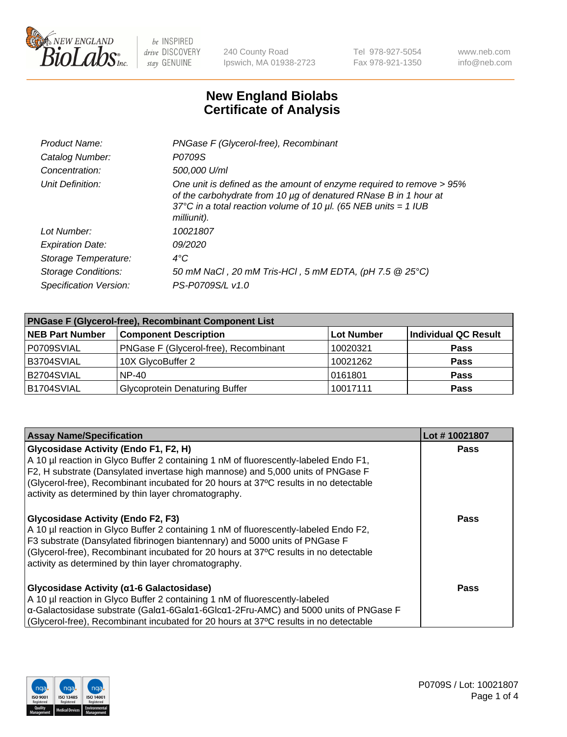# New England Biolabs Certificate of Analysis

| | |
|---|---|
| *Product Name:* | *PNGase F (Glycerol-free), Recombinant* |
| *Catalog Number:* | *P0709S* |
| *Concentration:* | *500,000 U/ml* |
| *Unit Definition:* | *One unit is defined as the amount of enzyme required to remove > 95% of the carbohydrate from 10 µg of denatured RNase B in 1 hour at 37°C in a total reaction volume of 10 µl. (65 NEB units = 1 IUB milliunit).* |
| *Lot Number:* | *10021807* |
| *Expiration Date:* | *09/2020* |
| *Storage Temperature:* | *4°C* |
| *Storage Conditions:* | *50 mM NaCl , 20 mM Tris-HCl , 5 mM EDTA, (pH 7.5 @ 25°C)* |
| *Specification Version:* | *PS-P0709S/L v1.0* |

| PNGase F (Glycerol-free), Recombinant Component List | | | |
|---|---|---|---|
| **NEB Part Number** | **Component Description** | **Lot Number** | **Individual QC Result** |
| P0709SVIAL | PNGase F (Glycerol-free), Recombinant | 10020321 | **Pass** |
| B3704SVIAL | 10X GlycoBuffer 2 | 10021262 | **Pass** |
| B2704SVIAL | NP-40 | 0161801 | **Pass** |
| B1704SVIAL | Glycoprotein Denaturing Buffer | 10017111 | **Pass** |

| Assay Name/Specification | Lot # 10021807 |
|---|---|
| **Glycosidase Activity (Endo F1, F2, H)**<br>A 10 µl reaction in Glyco Buffer 2 containing 1 nM of fluorescently-labeled Endo F1, F2, H substrate (Dansylated invertase high mannose) and 5,000 units of PNGase F (Glycerol-free), Recombinant incubated for 20 hours at 37ºC results in no detectable activity as determined by thin layer chromatography. | **Pass** |
| **Glycosidase Activity (Endo F2, F3)**<br>A 10 µl reaction in Glyco Buffer 2 containing 1 nM of fluorescently-labeled Endo F2, F3 substrate (Dansylated fibrinogen biantennary) and 5000 units of PNGase F (Glycerol-free), Recombinant incubated for 20 hours at 37ºC results in no detectable activity as determined by thin layer chromatography. | **Pass** |
| **Glycosidase Activity (α1-6 Galactosidase)**<br>A 10 µl reaction in Glyco Buffer 2 containing 1 nM of fluorescently-labeled α-Galactosidase substrate (Galα1-6Galα1-6Glcα1-2Fru-AMC) and 5000 units of PNGase F (Glycerol-free), Recombinant incubated for 20 hours at 37ºC results in no detectable | **Pass** |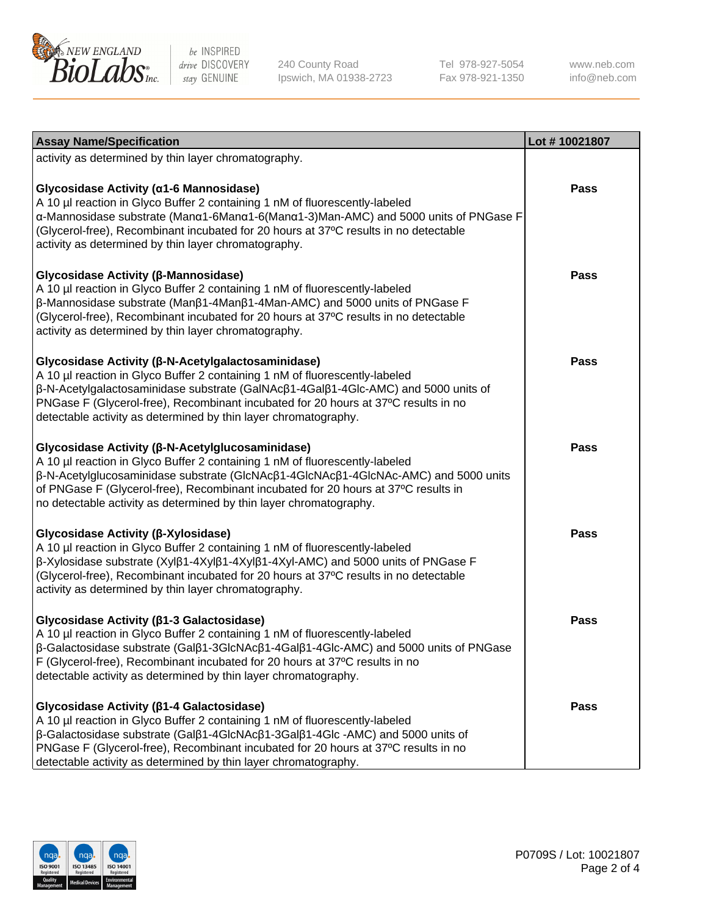| Assay Name/Specification | Lot # 10021807 |
| --- | --- |
| activity as determined by thin layer chromatography. | |
| **Glycosidase Activity (α1-6 Mannosidase)**<br>A 10 µl reaction in Glyco Buffer 2 containing 1 nM of fluorescently-labeled α-Mannosidase substrate (Manα1-6Manα1-6(Manα1-3)Man-AMC) and 5000 units of PNGase F (Glycerol-free), Recombinant incubated for 20 hours at 37ºC results in no detectable activity as determined by thin layer chromatography. | Pass |
| **Glycosidase Activity (β-Mannosidase)**<br>A 10 µl reaction in Glyco Buffer 2 containing 1 nM of fluorescently-labeled β-Mannosidase substrate (Manβ1-4Manβ1-4Man-AMC) and 5000 units of PNGase F (Glycerol-free), Recombinant incubated for 20 hours at 37ºC results in no detectable activity as determined by thin layer chromatography. | Pass |
| **Glycosidase Activity (β-N-Acetylgalactosaminidase)**<br>A 10 µl reaction in Glyco Buffer 2 containing 1 nM of fluorescently-labeled β-N-Acetylgalactosaminidase substrate (GalNAcβ1-4Galβ1-4Glc-AMC) and 5000 units of PNGase F (Glycerol-free), Recombinant incubated for 20 hours at 37ºC results in no detectable activity as determined by thin layer chromatography. | Pass |
| **Glycosidase Activity (β-N-Acetylglucosaminidase)**<br>A 10 µl reaction in Glyco Buffer 2 containing 1 nM of fluorescently-labeled β-N-Acetylglucosaminidase substrate (GlcNAcβ1-4GlcNAcβ1-4GlcNAc-AMC) and 5000 units of PNGase F (Glycerol-free), Recombinant incubated for 20 hours at 37ºC results in no detectable activity as determined by thin layer chromatography. | Pass |
| **Glycosidase Activity (β-Xylosidase)**<br>A 10 µl reaction in Glyco Buffer 2 containing 1 nM of fluorescently-labeled β-Xylosidase substrate (Xylβ1-4Xylβ1-4Xylβ1-4Xyl-AMC) and 5000 units of PNGase F (Glycerol-free), Recombinant incubated for 20 hours at 37ºC results in no detectable activity as determined by thin layer chromatography. | Pass |
| **Glycosidase Activity (β1-3 Galactosidase)**<br>A 10 µl reaction in Glyco Buffer 2 containing 1 nM of fluorescently-labeled β-Galactosidase substrate (Galβ1-3GlcNAcβ1-4Galβ1-4Glc-AMC) and 5000 units of PNGase F (Glycerol-free), Recombinant incubated for 20 hours at 37ºC results in no detectable activity as determined by thin layer chromatography. | Pass |
| **Glycosidase Activity (β1-4 Galactosidase)**<br>A 10 µl reaction in Glyco Buffer 2 containing 1 nM of fluorescently-labeled β-Galactosidase substrate (Galβ1-4GlcNAcβ1-3Galβ1-4Glc -AMC) and 5000 units of PNGase F (Glycerol-free), Recombinant incubated for 20 hours at 37ºC results in no detectable activity as determined by thin layer chromatography. | Pass |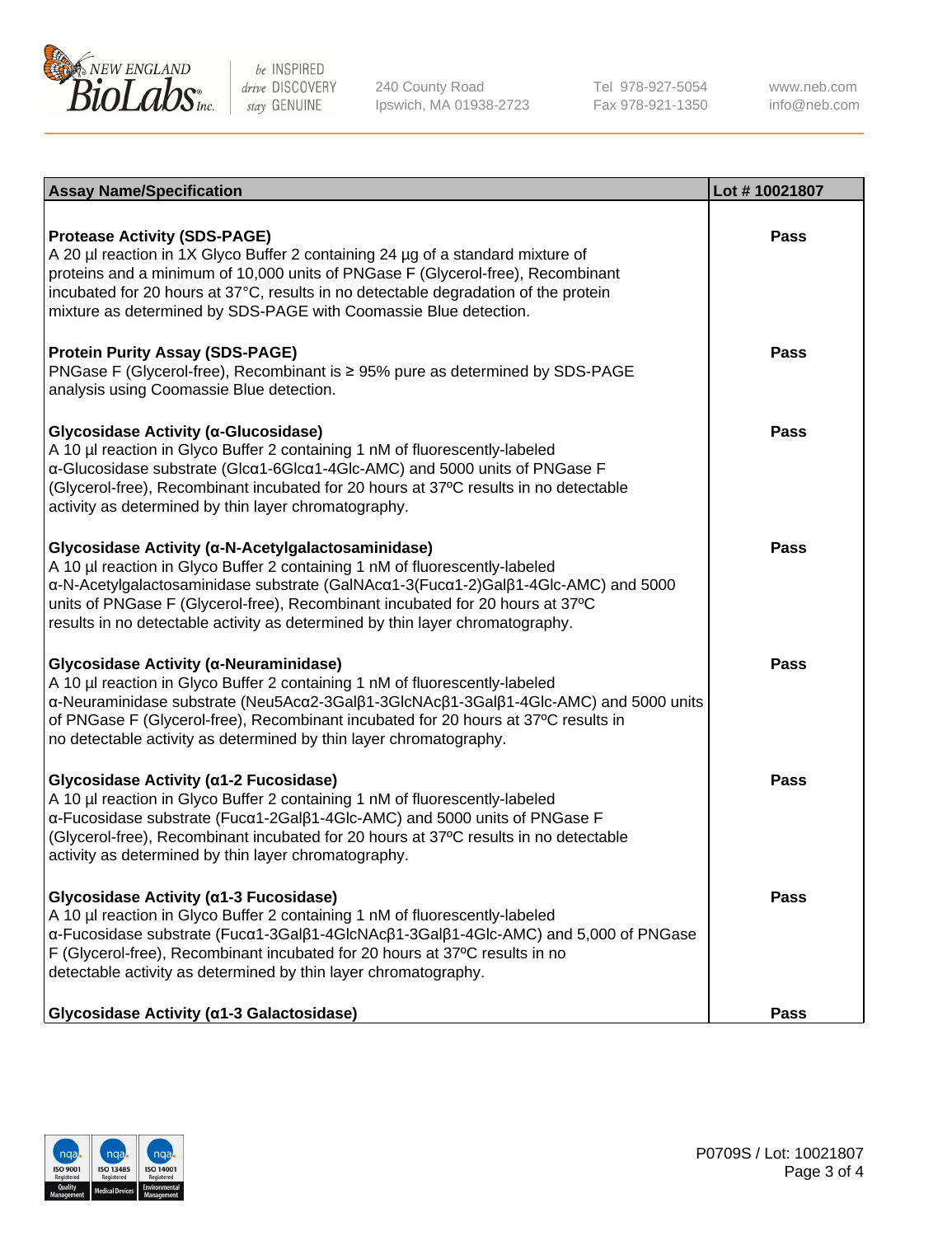| Assay Name/Specification | Lot # 10021807 |
| --- | --- |
| **Protease Activity (SDS-PAGE)**<br>A 20 µl reaction in 1X Glyco Buffer 2 containing 24 µg of a standard mixture of proteins and a minimum of 10,000 units of PNGase F (Glycerol-free), Recombinant incubated for 20 hours at 37°C, results in no detectable degradation of the protein mixture as determined by SDS-PAGE with Coomassie Blue detection. | Pass |
| **Protein Purity Assay (SDS-PAGE)**<br>PNGase F (Glycerol-free), Recombinant is ≥ 95% pure as determined by SDS-PAGE analysis using Coomassie Blue detection. | Pass |
| **Glycosidase Activity (α-Glucosidase)**<br>A 10 µl reaction in Glyco Buffer 2 containing 1 nM of fluorescently-labeled α-Glucosidase substrate (Glcα1-6Glcα1-4Glc-AMC) and 5000 units of PNGase F (Glycerol-free), Recombinant incubated for 20 hours at 37ºC results in no detectable activity as determined by thin layer chromatography. | Pass |
| **Glycosidase Activity (α-N-Acetylgalactosaminidase)**<br>A 10 µl reaction in Glyco Buffer 2 containing 1 nM of fluorescently-labeled α-N-Acetylgalactosaminidase substrate (GalNAcα1-3(Fucα1-2)Galβ1-4Glc-AMC) and 5000 units of PNGase F (Glycerol-free), Recombinant incubated for 20 hours at 37ºC results in no detectable activity as determined by thin layer chromatography. | Pass |
| **Glycosidase Activity (α-Neuraminidase)**<br>A 10 µl reaction in Glyco Buffer 2 containing 1 nM of fluorescently-labeled α-Neuraminidase substrate (Neu5Acα2-3Galβ1-3GlcNAcβ1-3Galβ1-4Glc-AMC) and 5000 units of PNGase F (Glycerol-free), Recombinant incubated for 20 hours at 37ºC results in no detectable activity as determined by thin layer chromatography. | Pass |
| **Glycosidase Activity (α1-2 Fucosidase)**<br>A 10 µl reaction in Glyco Buffer 2 containing 1 nM of fluorescently-labeled α-Fucosidase substrate (Fucα1-2Galβ1-4Glc-AMC) and 5000 units of PNGase F (Glycerol-free), Recombinant incubated for 20 hours at 37ºC results in no detectable activity as determined by thin layer chromatography. | Pass |
| **Glycosidase Activity (α1-3 Fucosidase)**<br>A 10 µl reaction in Glyco Buffer 2 containing 1 nM of fluorescently-labeled α-Fucosidase substrate (Fucα1-3Galβ1-4GlcNAcβ1-3Galβ1-4Glc-AMC) and 5,000 of PNGase F (Glycerol-free), Recombinant incubated for 20 hours at 37ºC results in no detectable activity as determined by thin layer chromatography. | Pass |
| **Glycosidase Activity (α1-3 Galactosidase)** | Pass |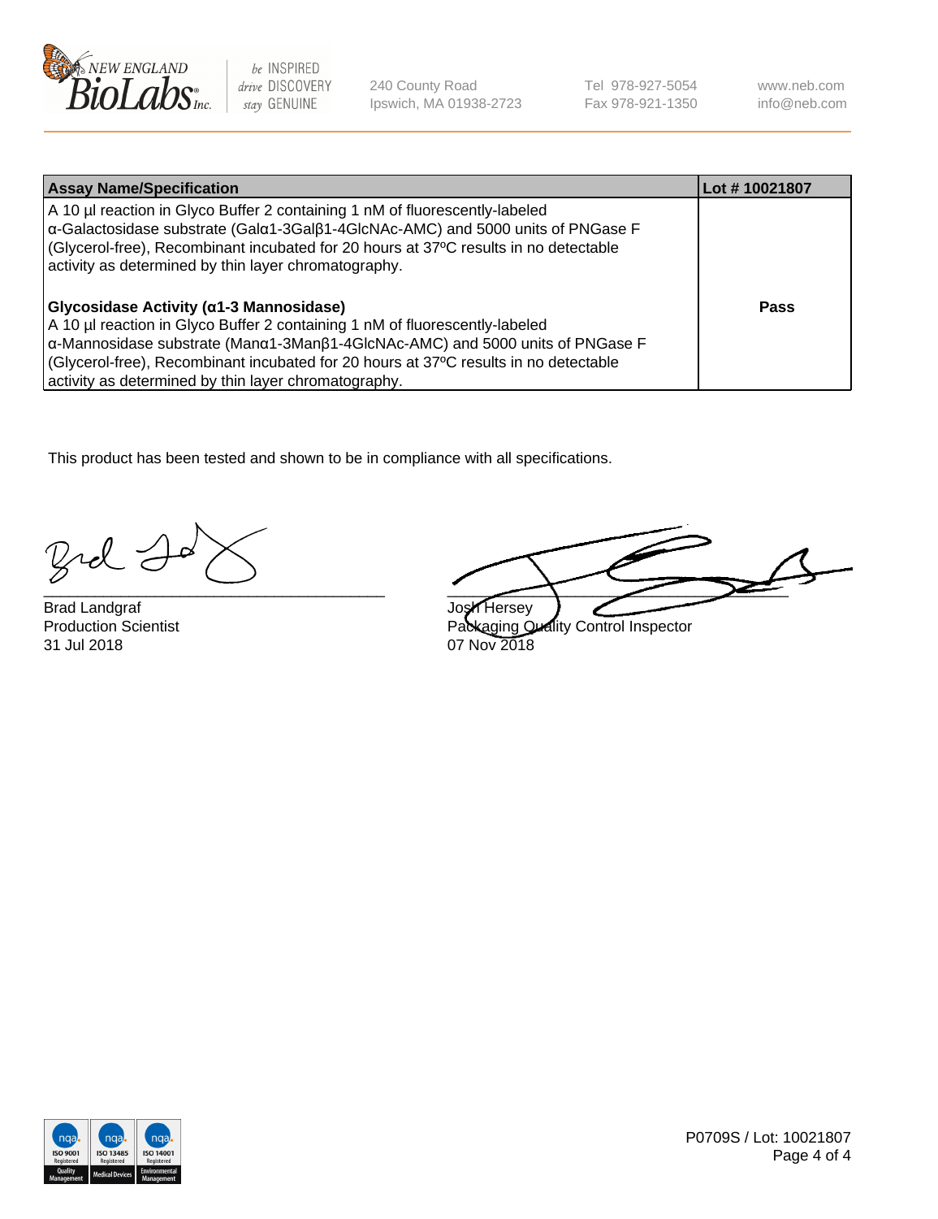| Assay Name/Specification | Lot # 10021807 |
|---|---|
| A 10 µl reaction in Glyco Buffer 2 containing 1 nM of fluorescently-labeled α-Galactosidase substrate (Galα1-3Galβ1-4GlcNAc-AMC) and 5000 units of PNGase F (Glycerol-free), Recombinant incubated for 20 hours at 37ºC results in no detectable activity as determined by thin layer chromatography. | |
| **Glycosidase Activity (α1-3 Mannosidase)**<br>A 10 µl reaction in Glyco Buffer 2 containing 1 nM of fluorescently-labeled α-Mannosidase substrate (Manα1-3Manβ1-4GlcNAc-AMC) and 5000 units of PNGase F (Glycerol-free), Recombinant incubated for 20 hours at 37ºC results in no detectable activity as determined by thin layer chromatography. | **Pass** |

This product has been tested and shown to be in compliance with all specifications.

Brad Landgraf
Production Scientist
31 Jul 2018

Josh Hersey
Packaging Quality Control Inspector
07 Nov 2018

P0709S / Lot: 10021807